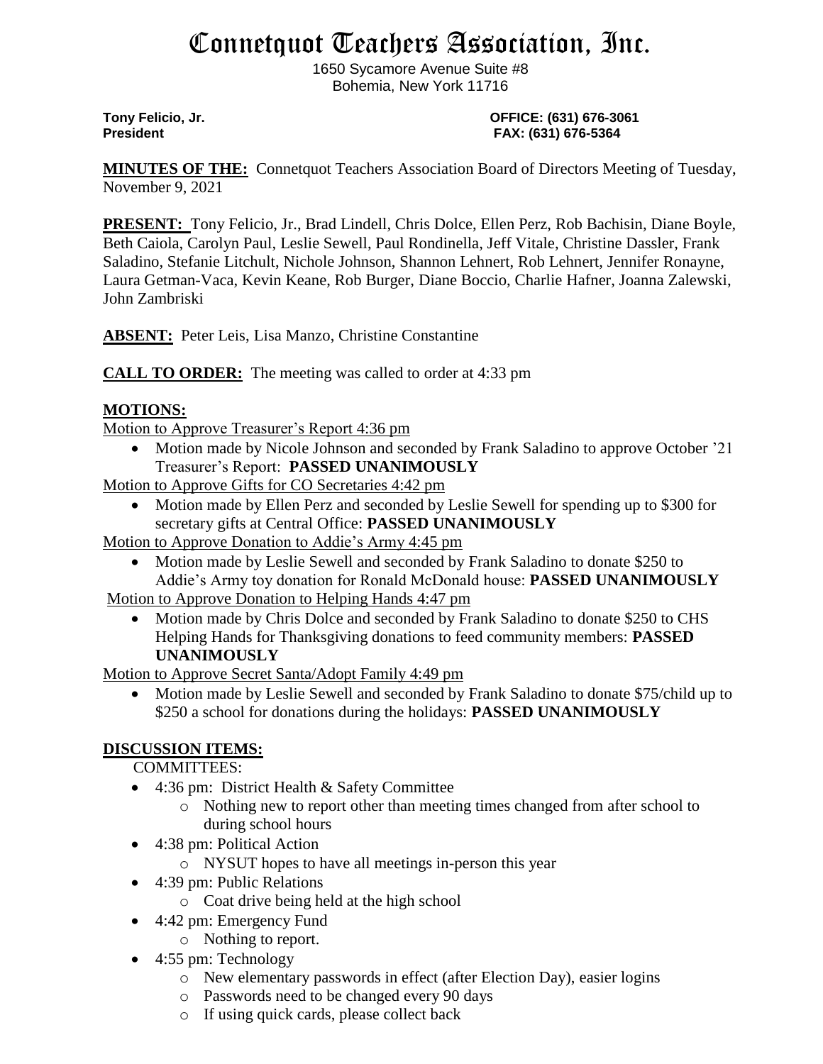# Connetquot Teachers Association, Inc.

1650 Sycamore Avenue Suite #8
Bohemia, New York 11716

**Tony Felicio, Jr.** **OFFICE: (631) 676-3061**
**President** **FAX: (631) 676-5364**

**MINUTES OF THE:** Connetquot Teachers Association Board of Directors Meeting of Tuesday, November 9, 2021

**PRESENT:** Tony Felicio, Jr., Brad Lindell, Chris Dolce, Ellen Perz, Rob Bachisin, Diane Boyle, Beth Caiola, Carolyn Paul, Leslie Sewell, Paul Rondinella, Jeff Vitale, Christine Dassler, Frank Saladino, Stefanie Litchult, Nichole Johnson, Shannon Lehnert, Rob Lehnert, Jennifer Ronayne, Laura Getman-Vaca, Kevin Keane, Rob Burger, Diane Boccio, Charlie Hafner, Joanna Zalewski, John Zambriski

**ABSENT:** Peter Leis, Lisa Manzo, Christine Constantine

**CALL TO ORDER:** The meeting was called to order at 4:33 pm

## MOTIONS:

Motion to Approve Treasurer's Report 4:36 pm

- Motion made by Nicole Johnson and seconded by Frank Saladino to approve October '21 Treasurer's Report: **PASSED UNANIMOUSLY**

Motion to Approve Gifts for CO Secretaries 4:42 pm

- Motion made by Ellen Perz and seconded by Leslie Sewell for spending up to $300 for secretary gifts at Central Office: **PASSED UNANIMOUSLY**

Motion to Approve Donation to Addie's Army 4:45 pm

- Motion made by Leslie Sewell and seconded by Frank Saladino to donate $250 to Addie's Army toy donation for Ronald McDonald house: **PASSED UNANIMOUSLY**

Motion to Approve Donation to Helping Hands 4:47 pm

- Motion made by Chris Dolce and seconded by Frank Saladino to donate $250 to CHS Helping Hands for Thanksgiving donations to feed community members: **PASSED UNANIMOUSLY**

Motion to Approve Secret Santa/Adopt Family 4:49 pm

- Motion made by Leslie Sewell and seconded by Frank Saladino to donate $75/child up to $250 a school for donations during the holidays: **PASSED UNANIMOUSLY**

## DISCUSSION ITEMS:

COMMITTEES:

- 4:36 pm: District Health & Safety Committee
  - Nothing new to report other than meeting times changed from after school to during school hours
- 4:38 pm: Political Action
  - NYSUT hopes to have all meetings in-person this year
- 4:39 pm: Public Relations
  - Coat drive being held at the high school
- 4:42 pm: Emergency Fund
  - Nothing to report.
- 4:55 pm: Technology
  - New elementary passwords in effect (after Election Day), easier logins
  - Passwords need to be changed every 90 days
  - If using quick cards, please collect back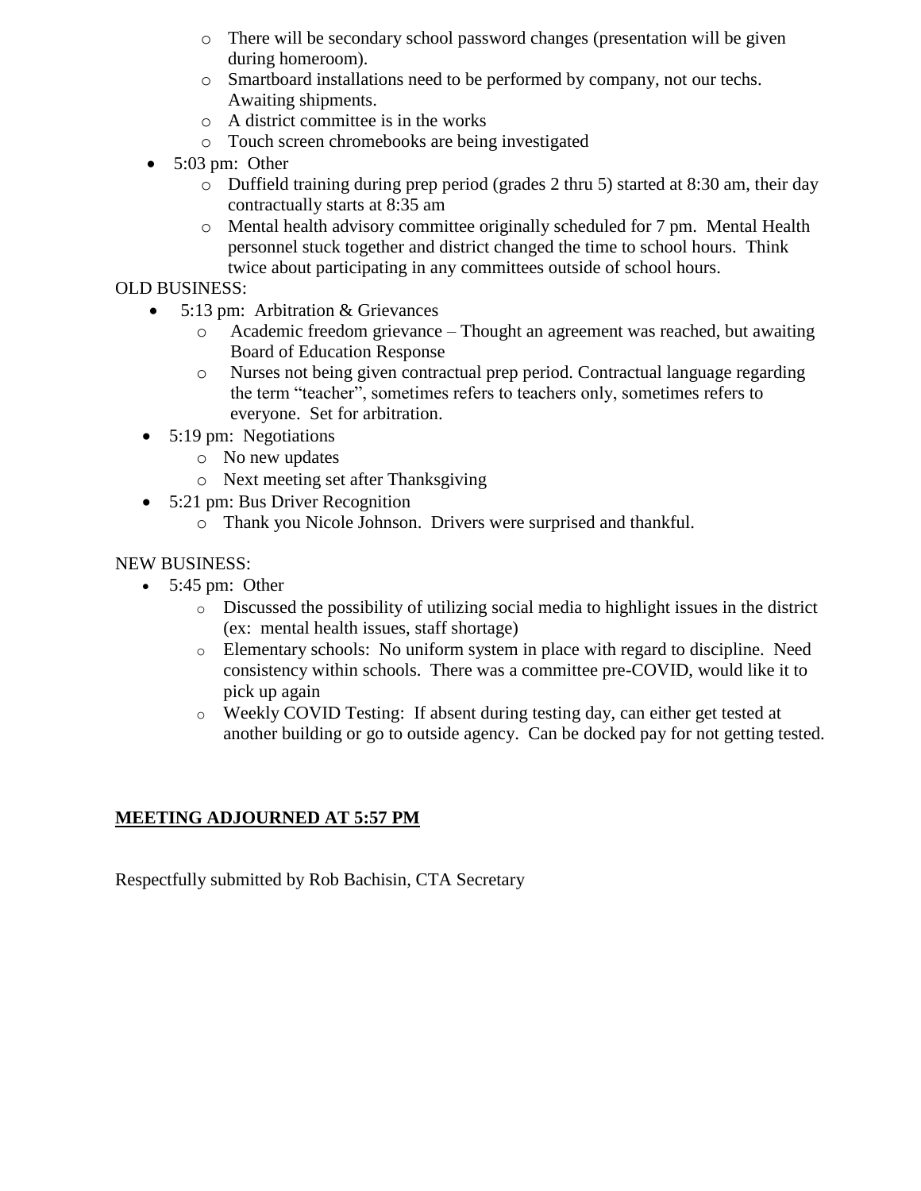- There will be secondary school password changes (presentation will be given during homeroom).
  - Smartboard installations need to be performed by company, not our techs. Awaiting shipments.
  - A district committee is in the works
  - Touch screen chromebooks are being investigated
- 5:03 pm: Other
  - Duffield training during prep period (grades 2 thru 5) started at 8:30 am, their day contractually starts at 8:35 am
  - Mental health advisory committee originally scheduled for 7 pm. Mental Health personnel stuck together and district changed the time to school hours. Think twice about participating in any committees outside of school hours.

OLD BUSINESS:

- 5:13 pm: Arbitration & Grievances
  - Academic freedom grievance – Thought an agreement was reached, but awaiting Board of Education Response
  - Nurses not being given contractual prep period. Contractual language regarding the term "teacher", sometimes refers to teachers only, sometimes refers to everyone. Set for arbitration.
- 5:19 pm: Negotiations
  - No new updates
  - Next meeting set after Thanksgiving
- 5:21 pm: Bus Driver Recognition
  - Thank you Nicole Johnson. Drivers were surprised and thankful.

NEW BUSINESS:

- 5:45 pm: Other
  - Discussed the possibility of utilizing social media to highlight issues in the district (ex: mental health issues, staff shortage)
  - Elementary schools: No uniform system in place with regard to discipline. Need consistency within schools. There was a committee pre-COVID, would like it to pick up again
  - Weekly COVID Testing: If absent during testing day, can either get tested at another building or go to outside agency. Can be docked pay for not getting tested.

**MEETING ADJOURNED AT 5:57 PM**

Respectfully submitted by Rob Bachisin, CTA Secretary